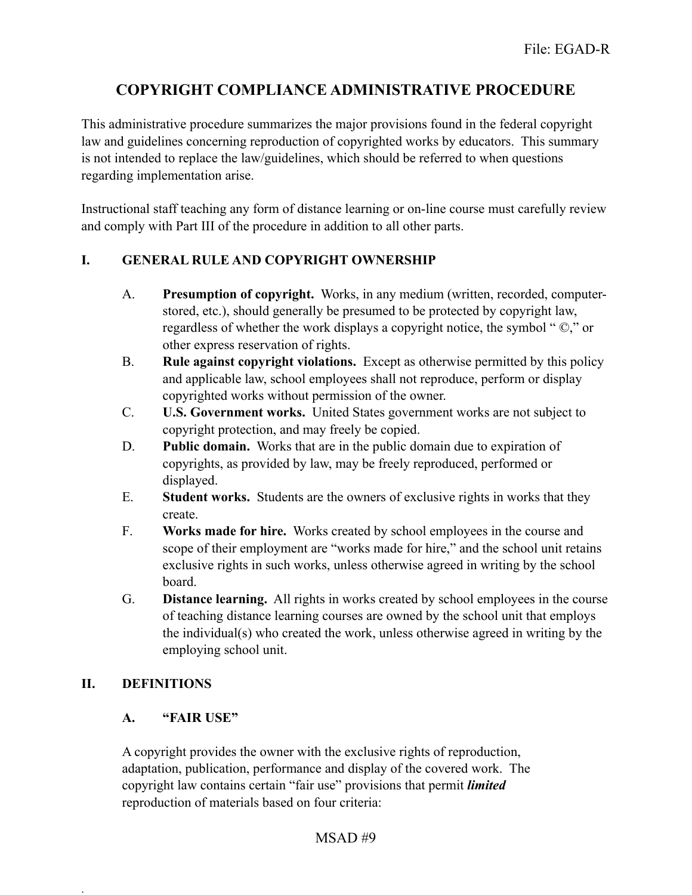# COPYRIGHT COMPLIANCE ADMINISTRATIVE PROCEDURE

This administrative procedure summarizes the major provisions found in the federal copyright law and guidelines concerning reproduction of copyrighted works by educators. This summary is not intended to replace the law/guidelines, which should be referred to when questions regarding implementation arise.

Instructional staff teaching any form of distance learning or on-line course must carefully review and comply with Part III of the procedure in addition to all other parts.

## I. GENERAL RULE AND COPYRIGHT OWNERSHIP

A. **Presumption of copyright.** Works, in any medium (written, recorded, computer-stored, etc.), should generally be presumed to be protected by copyright law, regardless of whether the work displays a copyright notice, the symbol " ©," or other express reservation of rights.

B. **Rule against copyright violations.** Except as otherwise permitted by this policy and applicable law, school employees shall not reproduce, perform or display copyrighted works without permission of the owner.

C. **U.S. Government works.** United States government works are not subject to copyright protection, and may freely be copied.

D. **Public domain.** Works that are in the public domain due to expiration of copyrights, as provided by law, may be freely reproduced, performed or displayed.

E. **Student works.** Students are the owners of exclusive rights in works that they create.

F. **Works made for hire.** Works created by school employees in the course and scope of their employment are "works made for hire," and the school unit retains exclusive rights in such works, unless otherwise agreed in writing by the school board.

G. **Distance learning.** All rights in works created by school employees in the course of teaching distance learning courses are owned by the school unit that employs the individual(s) who created the work, unless otherwise agreed in writing by the employing school unit.

## II. DEFINITIONS

### A. "FAIR USE"

A copyright provides the owner with the exclusive rights of reproduction, adaptation, publication, performance and display of the covered work. The copyright law contains certain "fair use" provisions that permit ***limited*** reproduction of materials based on four criteria: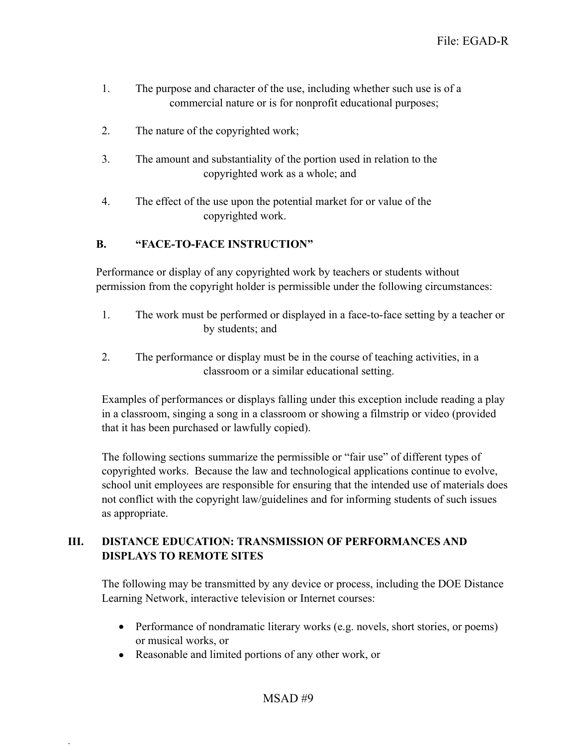1. The purpose and character of the use, including whether such use is of a commercial nature or is for nonprofit educational purposes;

2. The nature of the copyrighted work;

3. The amount and substantiality of the portion used in relation to the copyrighted work as a whole; and

4. The effect of the use upon the potential market for or value of the copyrighted work.

### B. "FACE-TO-FACE INSTRUCTION"

Performance or display of any copyrighted work by teachers or students without permission from the copyright holder is permissible under the following circumstances:

1. The work must be performed or displayed in a face-to-face setting by a teacher or by students; and

2. The performance or display must be in the course of teaching activities, in a classroom or a similar educational setting.

Examples of performances or displays falling under this exception include reading a play in a classroom, singing a song in a classroom or showing a filmstrip or video (provided that it has been purchased or lawfully copied).

The following sections summarize the permissible or "fair use" of different types of copyrighted works. Because the law and technological applications continue to evolve, school unit employees are responsible for ensuring that the intended use of materials does not conflict with the copyright law/guidelines and for informing students of such issues as appropriate.

## III. DISTANCE EDUCATION: TRANSMISSION OF PERFORMANCES AND DISPLAYS TO REMOTE SITES

The following may be transmitted by any device or process, including the DOE Distance Learning Network, interactive television or Internet courses:

- Performance of nondramatic literary works (e.g. novels, short stories, or poems) or musical works, or
- Reasonable and limited portions of any other work, or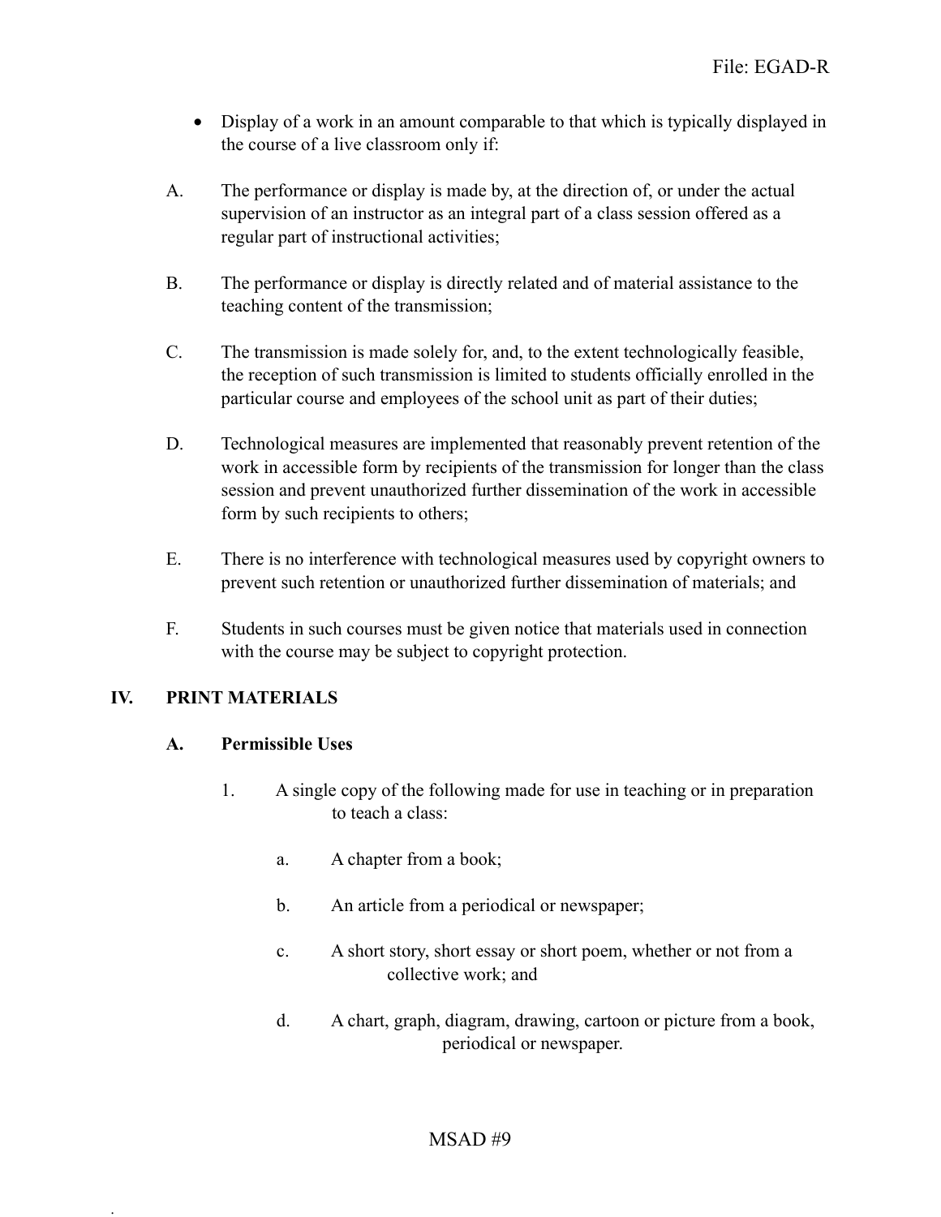- Display of a work in an amount comparable to that which is typically displayed in the course of a live classroom only if:

A. The performance or display is made by, at the direction of, or under the actual supervision of an instructor as an integral part of a class session offered as a regular part of instructional activities;

B. The performance or display is directly related and of material assistance to the teaching content of the transmission;

C. The transmission is made solely for, and, to the extent technologically feasible, the reception of such transmission is limited to students officially enrolled in the particular course and employees of the school unit as part of their duties;

D. Technological measures are implemented that reasonably prevent retention of the work in accessible form by recipients of the transmission for longer than the class session and prevent unauthorized further dissemination of the work in accessible form by such recipients to others;

E. There is no interference with technological measures used by copyright owners to prevent such retention or unauthorized further dissemination of materials; and

F. Students in such courses must be given notice that materials used in connection with the course may be subject to copyright protection.

## IV. PRINT MATERIALS

### A. Permissible Uses

1. A single copy of the following made for use in teaching or in preparation to teach a class:

   a. A chapter from a book;

   b. An article from a periodical or newspaper;

   c. A short story, short essay or short poem, whether or not from a collective work; and

   d. A chart, graph, diagram, drawing, cartoon or picture from a book, periodical or newspaper.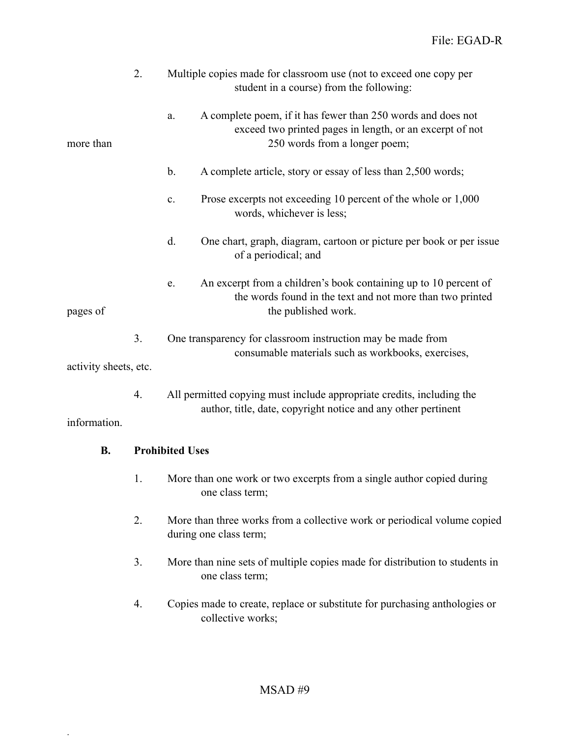2. Multiple copies made for classroom use (not to exceed one copy per student in a course) from the following:

    a. A complete poem, if it has fewer than 250 words and does not exceed two printed pages in length, or an excerpt of not more than 250 words from a longer poem;

    b. A complete article, story or essay of less than 2,500 words;

    c. Prose excerpts not exceeding 10 percent of the whole or 1,000 words, whichever is less;

    d. One chart, graph, diagram, cartoon or picture per book or per issue of a periodical; and

    e. An excerpt from a children's book containing up to 10 percent of the words found in the text and not more than two printed pages of the published work.

3. One transparency for classroom instruction may be made from consumable materials such as workbooks, exercises, activity sheets, etc.

4. All permitted copying must include appropriate credits, including the author, title, date, copyright notice and any other pertinent information.

**B. Prohibited Uses**

1. More than one work or two excerpts from a single author copied during one class term;

2. More than three works from a collective work or periodical volume copied during one class term;

3. More than nine sets of multiple copies made for distribution to students in one class term;

4. Copies made to create, replace or substitute for purchasing anthologies or collective works;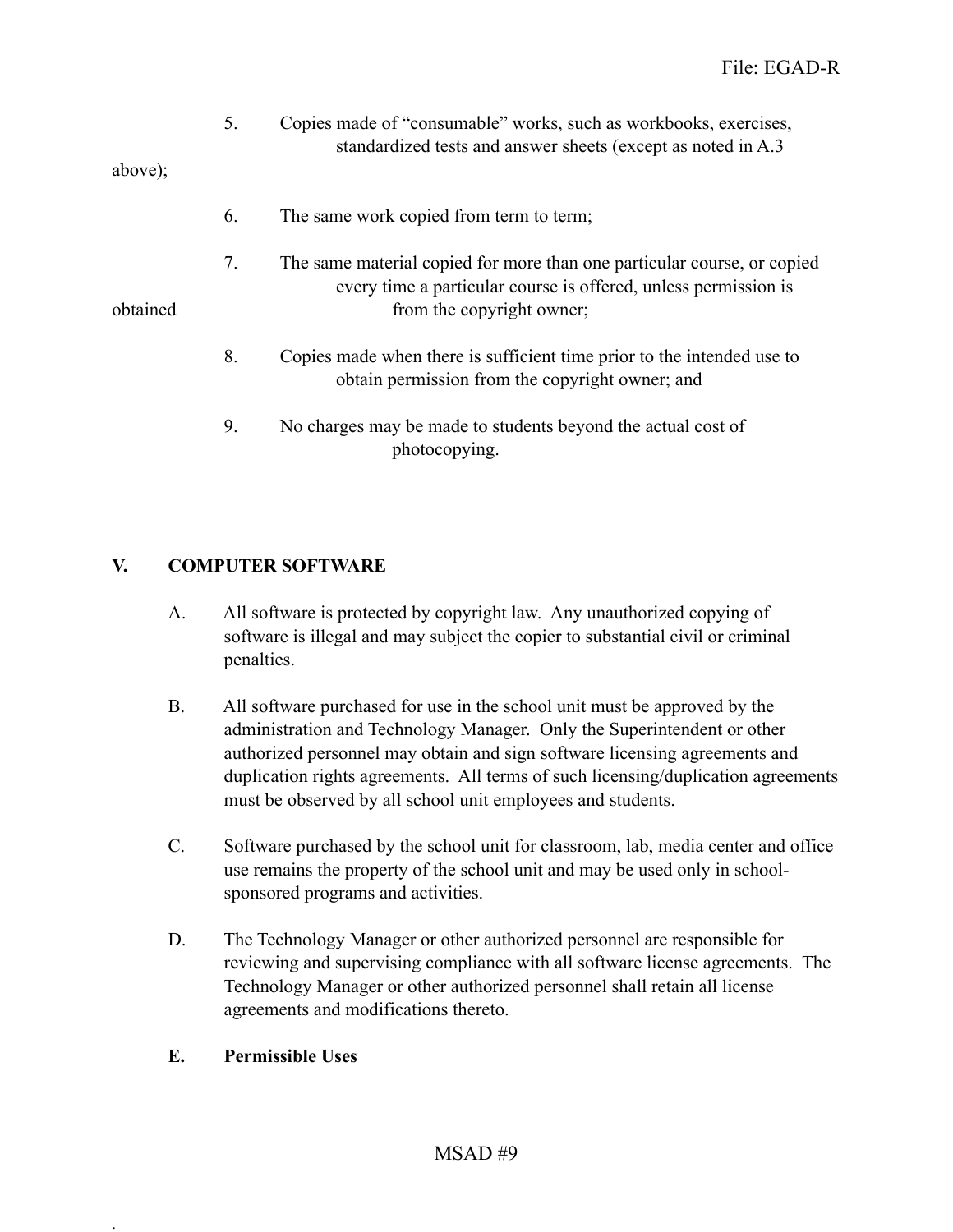5. Copies made of "consumable" works, such as workbooks, exercises, standardized tests and answer sheets (except as noted in A.3 above);

6. The same work copied from term to term;

7. The same material copied for more than one particular course, or copied every time a particular course is offered, unless permission is obtained from the copyright owner;

8. Copies made when there is sufficient time prior to the intended use to obtain permission from the copyright owner; and

9. No charges may be made to students beyond the actual cost of photocopying.

## V. COMPUTER SOFTWARE

A. All software is protected by copyright law. Any unauthorized copying of software is illegal and may subject the copier to substantial civil or criminal penalties.

B. All software purchased for use in the school unit must be approved by the administration and Technology Manager. Only the Superintendent or other authorized personnel may obtain and sign software licensing agreements and duplication rights agreements. All terms of such licensing/duplication agreements must be observed by all school unit employees and students.

C. Software purchased by the school unit for classroom, lab, media center and office use remains the property of the school unit and may be used only in school-sponsored programs and activities.

D. The Technology Manager or other authorized personnel are responsible for reviewing and supervising compliance with all software license agreements. The Technology Manager or other authorized personnel shall retain all license agreements and modifications thereto.

**E. Permissible Uses**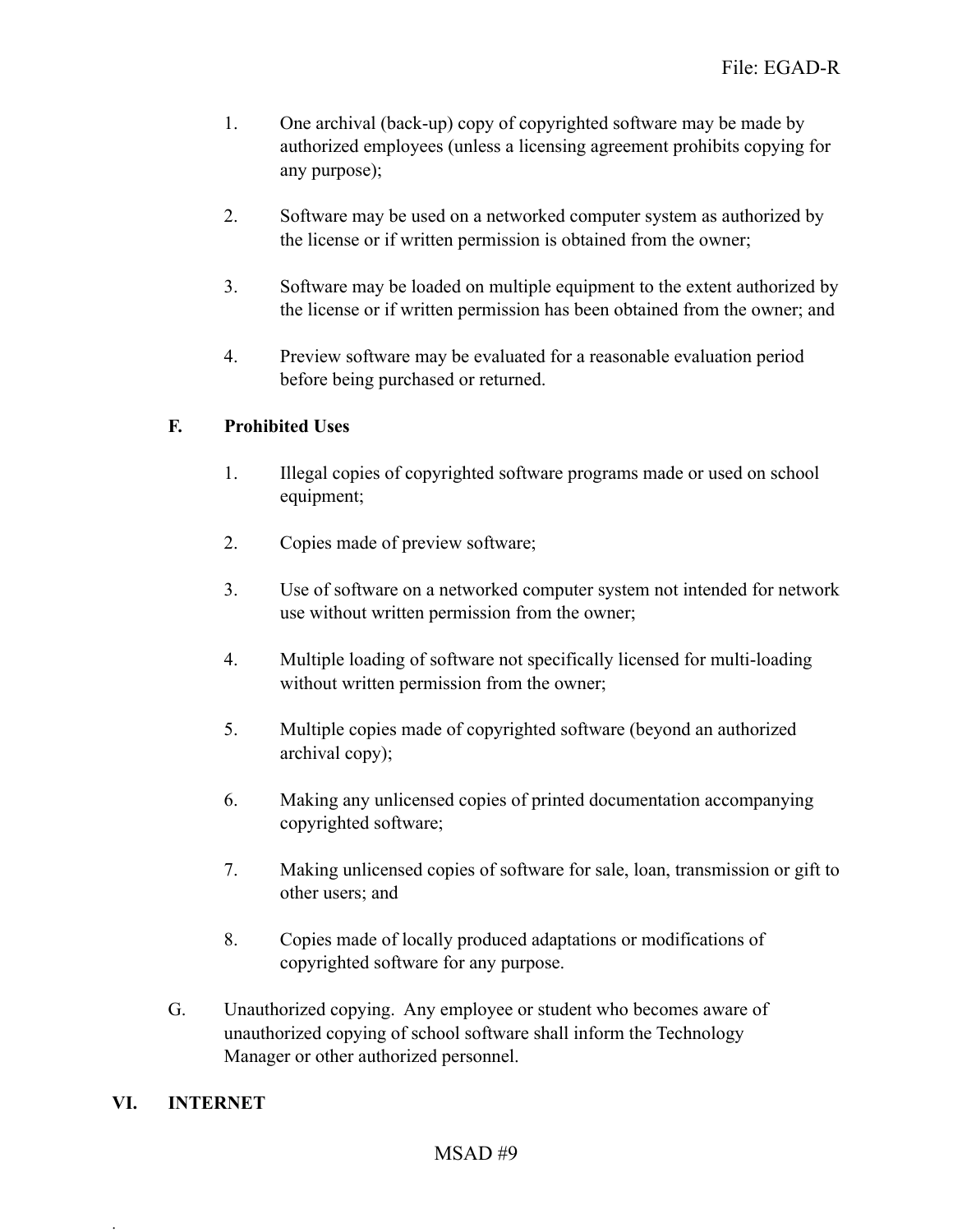1. One archival (back-up) copy of copyrighted software may be made by authorized employees (unless a licensing agreement prohibits copying for any purpose);

2. Software may be used on a networked computer system as authorized by the license or if written permission is obtained from the owner;

3. Software may be loaded on multiple equipment to the extent authorized by the license or if written permission has been obtained from the owner; and

4. Preview software may be evaluated for a reasonable evaluation period before being purchased or returned.

**F. Prohibited Uses**

1. Illegal copies of copyrighted software programs made or used on school equipment;

2. Copies made of preview software;

3. Use of software on a networked computer system not intended for network use without written permission from the owner;

4. Multiple loading of software not specifically licensed for multi-loading without written permission from the owner;

5. Multiple copies made of copyrighted software (beyond an authorized archival copy);

6. Making any unlicensed copies of printed documentation accompanying copyrighted software;

7. Making unlicensed copies of software for sale, loan, transmission or gift to other users; and

8. Copies made of locally produced adaptations or modifications of copyrighted software for any purpose.

G. Unauthorized copying. Any employee or student who becomes aware of unauthorized copying of school software shall inform the Technology Manager or other authorized personnel.

## VI. INTERNET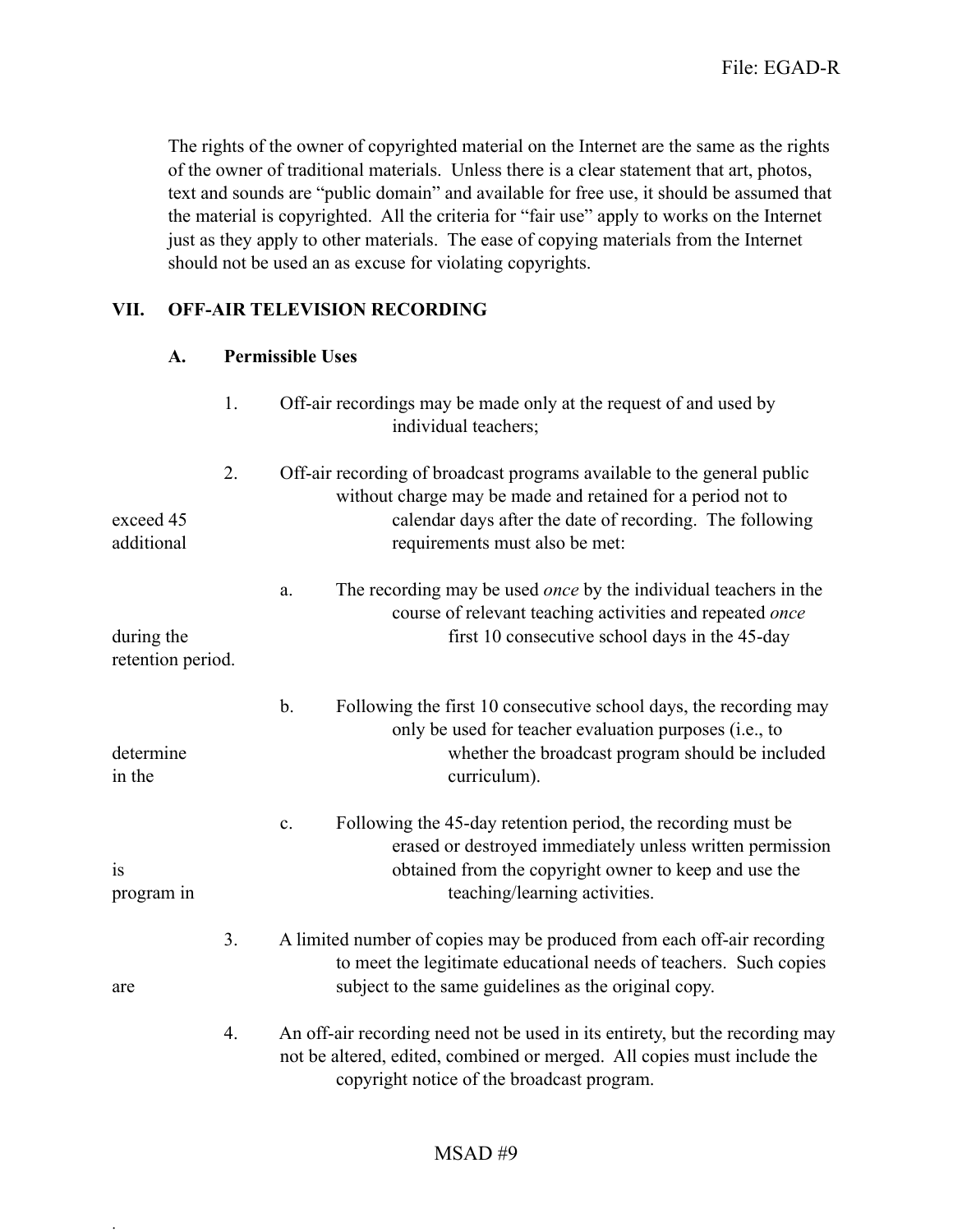The rights of the owner of copyrighted material on the Internet are the same as the rights of the owner of traditional materials. Unless there is a clear statement that art, photos, text and sounds are "public domain" and available for free use, it should be assumed that the material is copyrighted. All the criteria for "fair use" apply to works on the Internet just as they apply to other materials. The ease of copying materials from the Internet should not be used an as excuse for violating copyrights.

## VII. OFF-AIR TELEVISION RECORDING

### A. Permissible Uses

1. Off-air recordings may be made only at the request of and used by individual teachers;

2. Off-air recording of broadcast programs available to the general public without charge may be made and retained for a period not to exceed 45 calendar days after the date of recording. The following additional requirements must also be met:

   a. The recording may be used *once* by the individual teachers in the course of relevant teaching activities and repeated *once* during the first 10 consecutive school days in the 45-day retention period.

   b. Following the first 10 consecutive school days, the recording may only be used for teacher evaluation purposes (i.e., to determine whether the broadcast program should be included in the curriculum).

   c. Following the 45-day retention period, the recording must be erased or destroyed immediately unless written permission is obtained from the copyright owner to keep and use the program in teaching/learning activities.

3. A limited number of copies may be produced from each off-air recording to meet the legitimate educational needs of teachers. Such copies are subject to the same guidelines as the original copy.

4. An off-air recording need not be used in its entirety, but the recording may not be altered, edited, combined or merged. All copies must include the copyright notice of the broadcast program.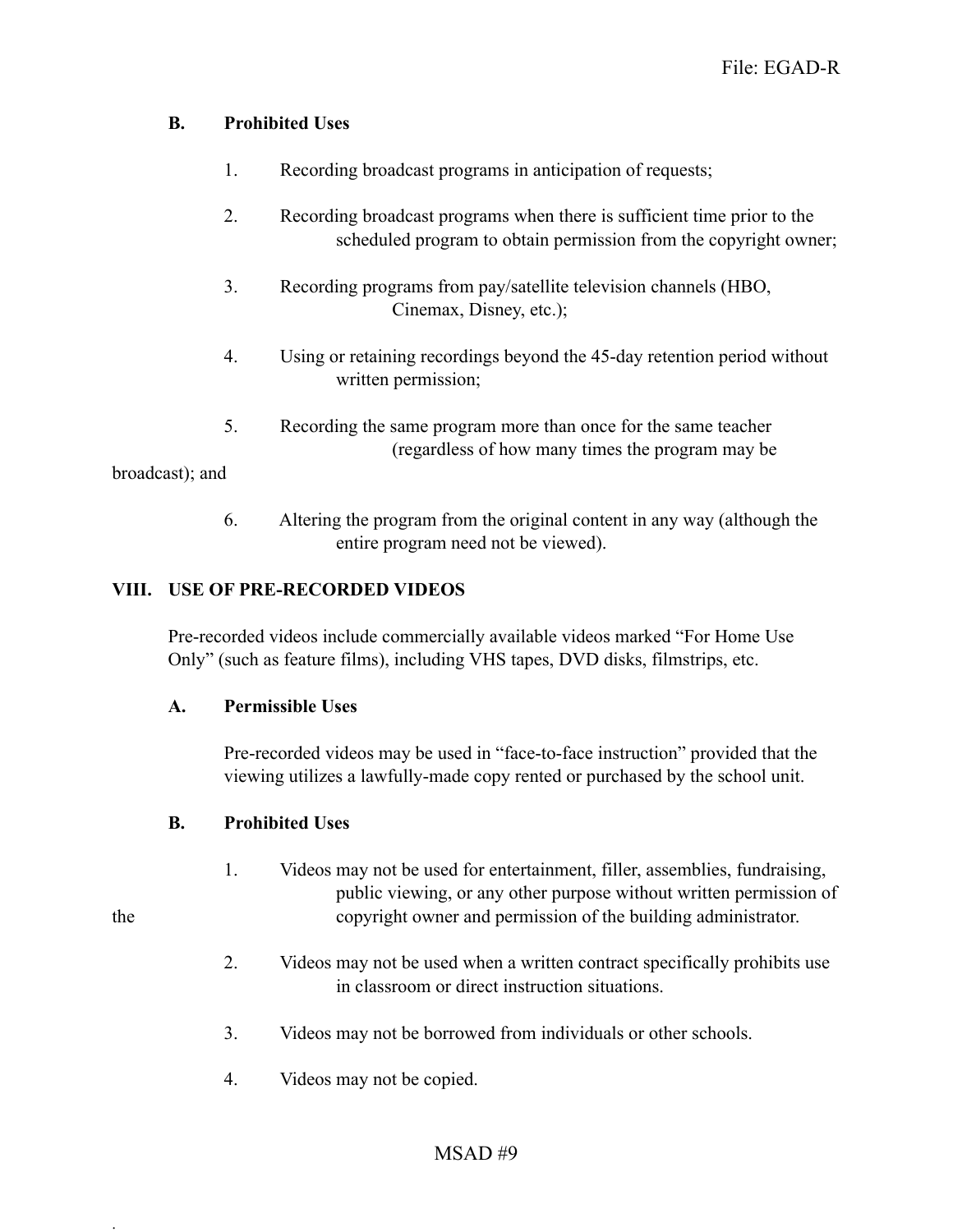### B. Prohibited Uses

1. Recording broadcast programs in anticipation of requests;

2. Recording broadcast programs when there is sufficient time prior to the scheduled program to obtain permission from the copyright owner;

3. Recording programs from pay/satellite television channels (HBO, Cinemax, Disney, etc.);

4. Using or retaining recordings beyond the 45-day retention period without written permission;

5. Recording the same program more than once for the same teacher (regardless of how many times the program may be broadcast); and

6. Altering the program from the original content in any way (although the entire program need not be viewed).

## VIII. USE OF PRE-RECORDED VIDEOS

Pre-recorded videos include commercially available videos marked "For Home Use Only" (such as feature films), including VHS tapes, DVD disks, filmstrips, etc.

### A. Permissible Uses

Pre-recorded videos may be used in "face-to-face instruction" provided that the viewing utilizes a lawfully-made copy rented or purchased by the school unit.

### B. Prohibited Uses

1. Videos may not be used for entertainment, filler, assemblies, fundraising, public viewing, or any other purpose without written permission of the copyright owner and permission of the building administrator.

2. Videos may not be used when a written contract specifically prohibits use in classroom or direct instruction situations.

3. Videos may not be borrowed from individuals or other schools.

4. Videos may not be copied.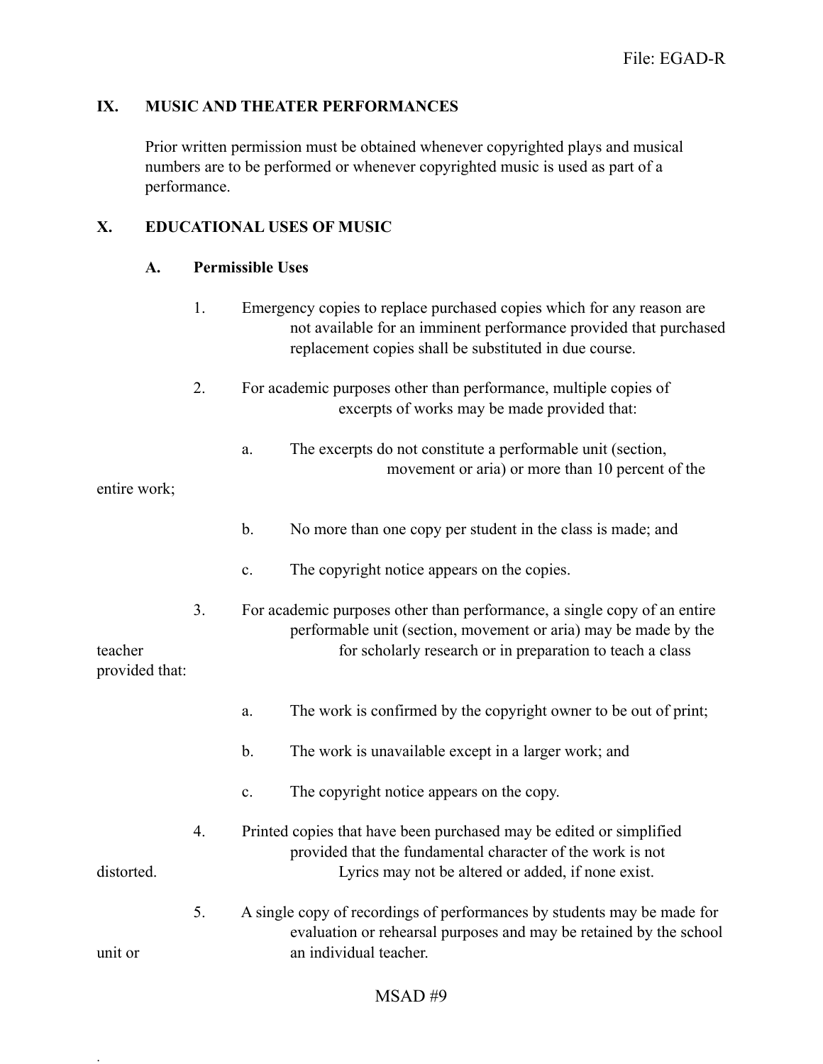## IX. MUSIC AND THEATER PERFORMANCES

Prior written permission must be obtained whenever copyrighted plays and musical numbers are to be performed or whenever copyrighted music is used as part of a performance.

## X. EDUCATIONAL USES OF MUSIC

### A. Permissible Uses

1. Emergency copies to replace purchased copies which for any reason are not available for an imminent performance provided that purchased replacement copies shall be substituted in due course.

2. For academic purposes other than performance, multiple copies of excerpts of works may be made provided that:

   a. The excerpts do not constitute a performable unit (section, movement or aria) or more than 10 percent of the entire work;

   b. No more than one copy per student in the class is made; and

   c. The copyright notice appears on the copies.

3. For academic purposes other than performance, a single copy of an entire performable unit (section, movement or aria) may be made by the teacher for scholarly research or in preparation to teach a class provided that:

   a. The work is confirmed by the copyright owner to be out of print;

   b. The work is unavailable except in a larger work; and

   c. The copyright notice appears on the copy.

4. Printed copies that have been purchased may be edited or simplified provided that the fundamental character of the work is not distorted. Lyrics may not be altered or added, if none exist.

5. A single copy of recordings of performances by students may be made for evaluation or rehearsal purposes and may be retained by the school unit or an individual teacher.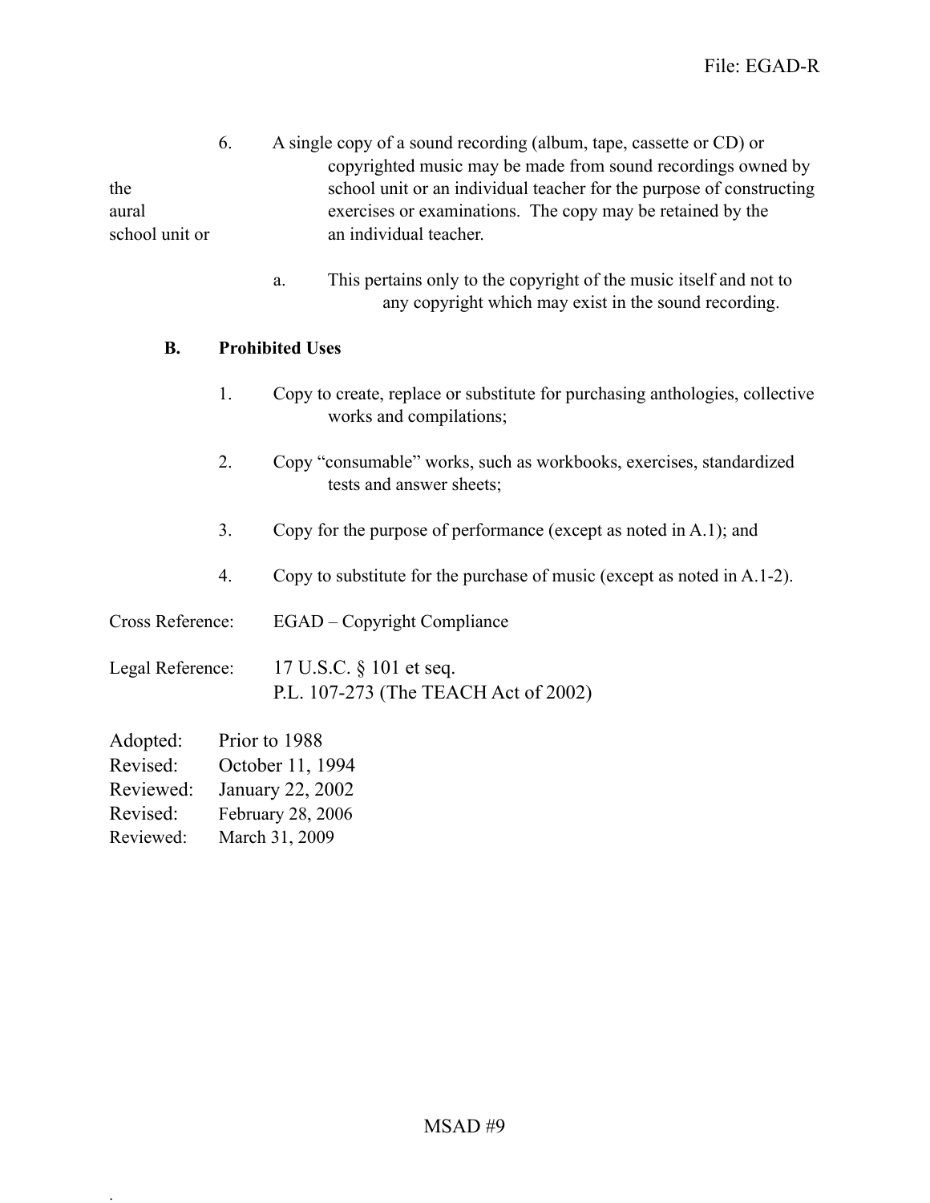6. A single copy of a sound recording (album, tape, cassette or CD) or copyrighted music may be made from sound recordings owned by the school unit or an individual teacher for the purpose of constructing aural exercises or examinations. The copy may be retained by the school unit or an individual teacher.

   a. This pertains only to the copyright of the music itself and not to any copyright which may exist in the sound recording.

**B. Prohibited Uses**

1. Copy to create, replace or substitute for purchasing anthologies, collective works and compilations;
2. Copy "consumable" works, such as workbooks, exercises, standardized tests and answer sheets;
3. Copy for the purpose of performance (except as noted in A.1); and
4. Copy to substitute for the purchase of music (except as noted in A.1-2).

Cross Reference: EGAD – Copyright Compliance

Legal Reference: 17 U.S.C. § 101 et seq.
P.L. 107-273 (The TEACH Act of 2002)

Adopted: Prior to 1988
Revised: October 11, 1994
Reviewed: January 22, 2002
Revised: February 28, 2006
Reviewed: March 31, 2009